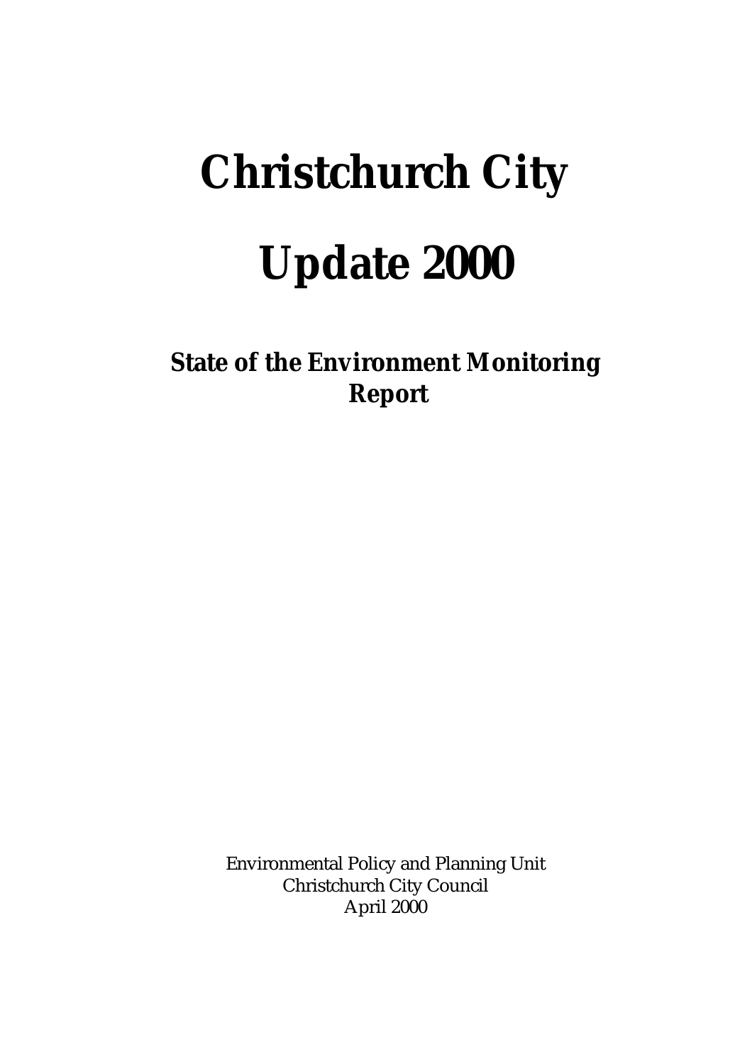# Christchurch City

# Update 2000

## State of the Environment Monitoring Report

Environmental Policy and Planning Unit
Christchurch City Council
April 2000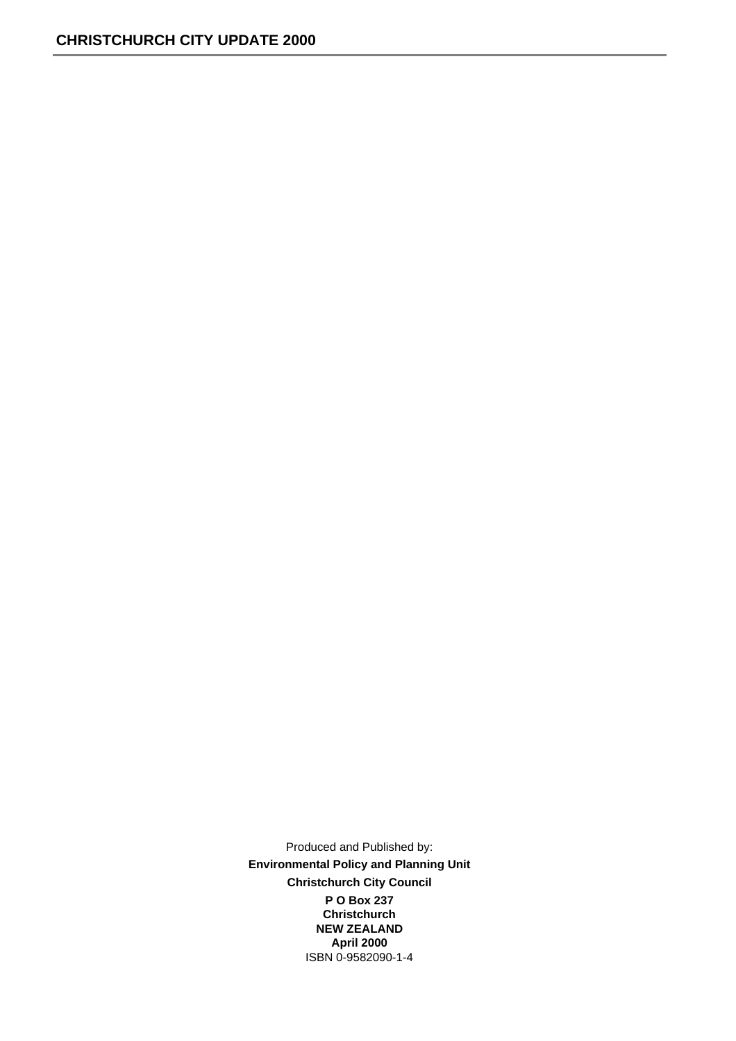Produced and Published by:

**Environmental Policy and Planning Unit**

**Christchurch City Council**

**P O Box 237**
**Christchurch**
**NEW ZEALAND**
**April 2000**

ISBN 0-9582090-1-4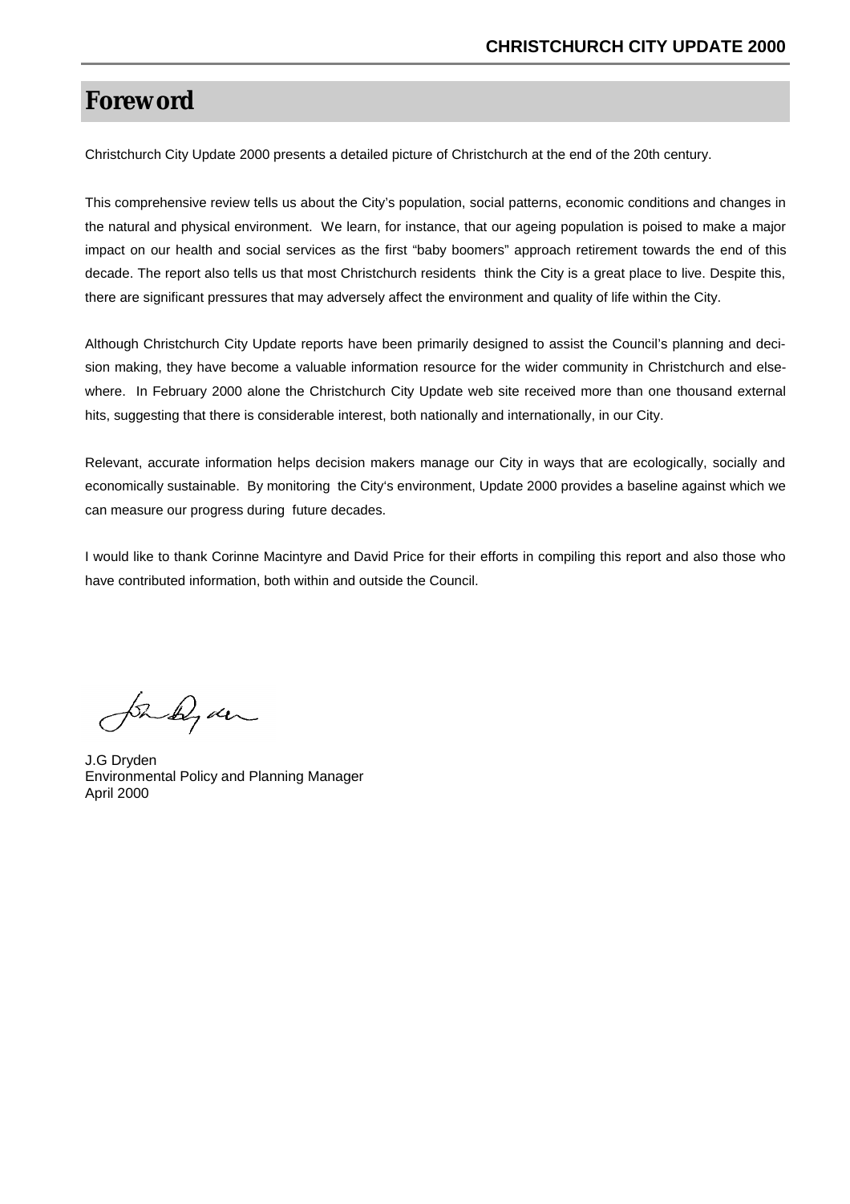# Foreword

Christchurch City Update 2000 presents a detailed picture of Christchurch at the end of the 20th century.

This comprehensive review tells us about the City's population, social patterns, economic conditions and changes in the natural and physical environment. We learn, for instance, that our ageing population is poised to make a major impact on our health and social services as the first "baby boomers" approach retirement towards the end of this decade. The report also tells us that most Christchurch residents think the City is a great place to live. Despite this, there are significant pressures that may adversely affect the environment and quality of life within the City.

Although Christchurch City Update reports have been primarily designed to assist the Council's planning and decision making, they have become a valuable information resource for the wider community in Christchurch and elsewhere. In February 2000 alone the Christchurch City Update web site received more than one thousand external hits, suggesting that there is considerable interest, both nationally and internationally, in our City.

Relevant, accurate information helps decision makers manage our City in ways that are ecologically, socially and economically sustainable. By monitoring the City's environment, Update 2000 provides a baseline against which we can measure our progress during future decades.

I would like to thank Corinne Macintyre and David Price for their efforts in compiling this report and also those who have contributed information, both within and outside the Council.

J.G Dryden
Environmental Policy and Planning Manager
April 2000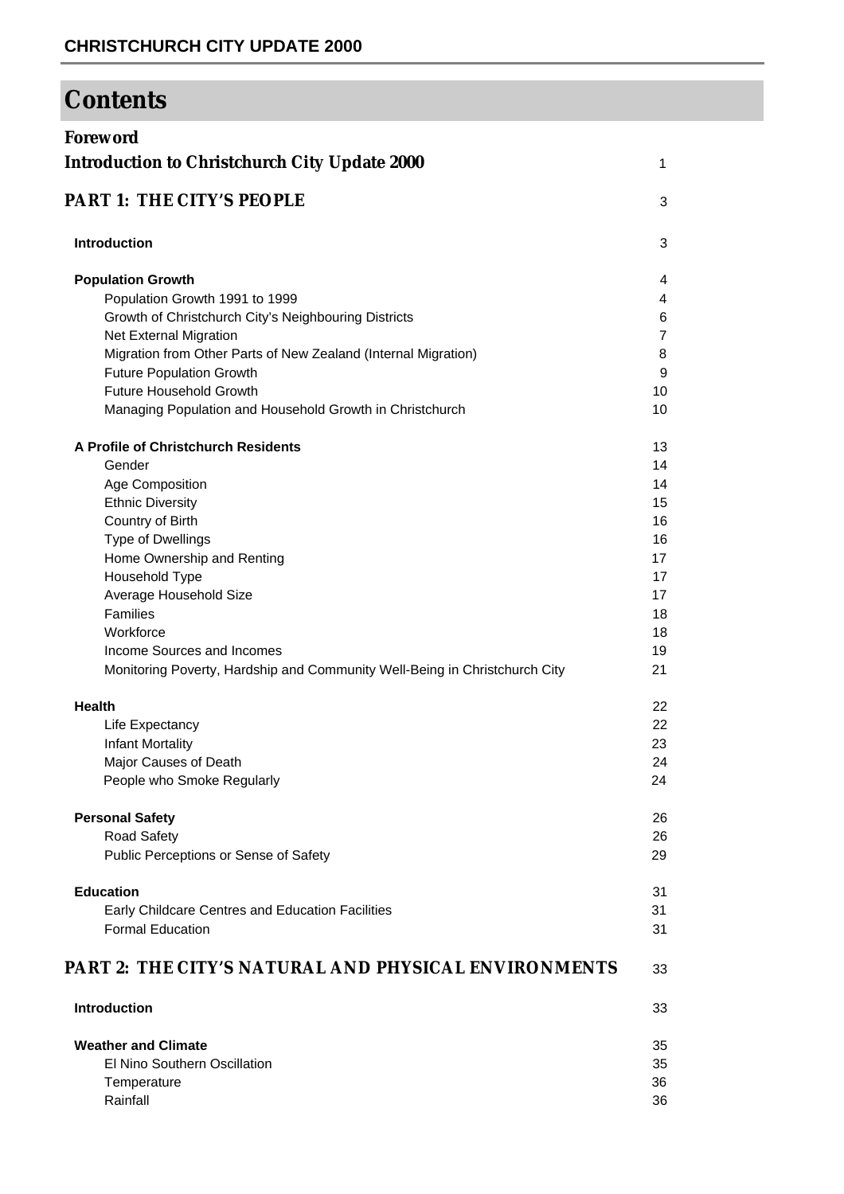# Contents

| | |
|---|---|
| ***Foreword*** | |
| ***Introduction to Christchurch City Update 2000*** | 1 |
| ***PART 1: THE CITY'S PEOPLE*** | 3 |
| **Introduction** | 3 |
| **Population Growth** | 4 |
| Population Growth 1991 to 1999 | 4 |
| Growth of Christchurch City's Neighbouring Districts | 6 |
| Net External Migration | 7 |
| Migration from Other Parts of New Zealand (Internal Migration) | 8 |
| Future Population Growth | 9 |
| Future Household Growth | 10 |
| Managing Population and Household Growth in Christchurch | 10 |
| **A Profile of Christchurch Residents** | 13 |
| Gender | 14 |
| Age Composition | 14 |
| Ethnic Diversity | 15 |
| Country of Birth | 16 |
| Type of Dwellings | 16 |
| Home Ownership and Renting | 17 |
| Household Type | 17 |
| Average Household Size | 17 |
| Families | 18 |
| Workforce | 18 |
| Income Sources and Incomes | 19 |
| Monitoring Poverty, Hardship and Community Well-Being in Christchurch City | 21 |
| **Health** | 22 |
| Life Expectancy | 22 |
| Infant Mortality | 23 |
| Major Causes of Death | 24 |
| People who Smoke Regularly | 24 |
| **Personal Safety** | 26 |
| Road Safety | 26 |
| Public Perceptions or Sense of Safety | 29 |
| **Education** | 31 |
| Early Childcare Centres and Education Facilities | 31 |
| Formal Education | 31 |
| ***PART 2: THE CITY'S NATURAL AND PHYSICAL ENVIRONMENTS*** | 33 |
| **Introduction** | 33 |
| **Weather and Climate** | 35 |
| El Nino Southern Oscillation | 35 |
| Temperature | 36 |
| Rainfall | 36 |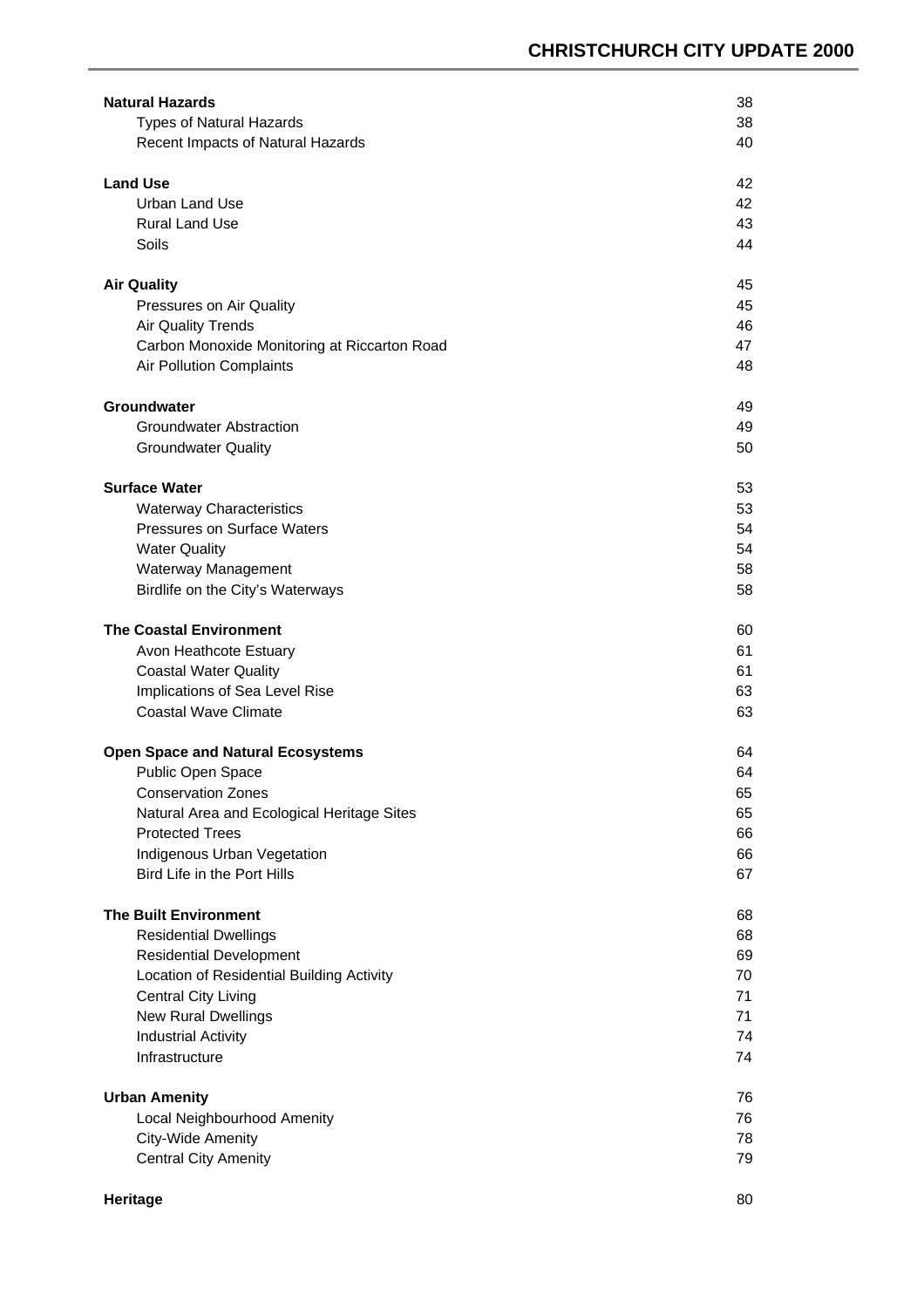| | |
|---|---|
| **Natural Hazards** | 38 |
| Types of Natural Hazards | 38 |
| Recent Impacts of Natural Hazards | 40 |
| **Land Use** | 42 |
| Urban Land Use | 42 |
| Rural Land Use | 43 |
| Soils | 44 |
| **Air Quality** | 45 |
| Pressures on Air Quality | 45 |
| Air Quality Trends | 46 |
| Carbon Monoxide Monitoring at Riccarton Road | 47 |
| Air Pollution Complaints | 48 |
| **Groundwater** | 49 |
| Groundwater Abstraction | 49 |
| Groundwater Quality | 50 |
| **Surface Water** | 53 |
| Waterway Characteristics | 53 |
| Pressures on Surface Waters | 54 |
| Water Quality | 54 |
| Waterway Management | 58 |
| Birdlife on the City's Waterways | 58 |
| **The Coastal Environment** | 60 |
| Avon Heathcote Estuary | 61 |
| Coastal Water Quality | 61 |
| Implications of Sea Level Rise | 63 |
| Coastal Wave Climate | 63 |
| **Open Space and Natural Ecosystems** | 64 |
| Public Open Space | 64 |
| Conservation Zones | 65 |
| Natural Area and Ecological Heritage Sites | 65 |
| Protected Trees | 66 |
| Indigenous Urban Vegetation | 66 |
| Bird Life in the Port Hills | 67 |
| **The Built Environment** | 68 |
| Residential Dwellings | 68 |
| Residential Development | 69 |
| Location of Residential Building Activity | 70 |
| Central City Living | 71 |
| New Rural Dwellings | 71 |
| Industrial Activity | 74 |
| Infrastructure | 74 |
| **Urban Amenity** | 76 |
| Local Neighbourhood Amenity | 76 |
| City-Wide Amenity | 78 |
| Central City Amenity | 79 |
| **Heritage** | 80 |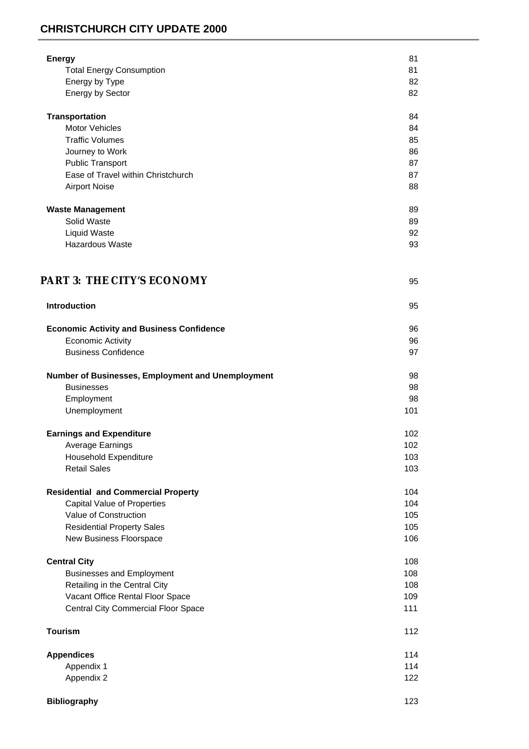| | |
|---|---|
| **Energy** | 81 |
| Total Energy Consumption | 81 |
| Energy by Type | 82 |
| Energy by Sector | 82 |
| | |
| **Transportation** | 84 |
| Motor Vehicles | 84 |
| Traffic Volumes | 85 |
| Journey to Work | 86 |
| Public Transport | 87 |
| Ease of Travel within Christchurch | 87 |
| Airport Noise | 88 |
| | |
| **Waste Management** | 89 |
| Solid Waste | 89 |
| Liquid Waste | 92 |
| Hazardous Waste | 93 |

## PART 3: THE CITY'S ECONOMY 95

| | |
|---|---|
| **Introduction** | 95 |
| | |
| **Economic Activity and Business Confidence** | 96 |
| Economic Activity | 96 |
| Business Confidence | 97 |
| | |
| **Number of Businesses, Employment and Unemployment** | 98 |
| Businesses | 98 |
| Employment | 98 |
| Unemployment | 101 |
| | |
| **Earnings and Expenditure** | 102 |
| Average Earnings | 102 |
| Household Expenditure | 103 |
| Retail Sales | 103 |
| | |
| **Residential and Commercial Property** | 104 |
| Capital Value of Properties | 104 |
| Value of Construction | 105 |
| Residential Property Sales | 105 |
| New Business Floorspace | 106 |
| | |
| **Central City** | 108 |
| Businesses and Employment | 108 |
| Retailing in the Central City | 108 |
| Vacant Office Rental Floor Space | 109 |
| Central City Commercial Floor Space | 111 |
| | |
| **Tourism** | 112 |
| | |
| **Appendices** | 114 |
| Appendix 1 | 114 |
| Appendix 2 | 122 |
| | |
| **Bibliography** | 123 |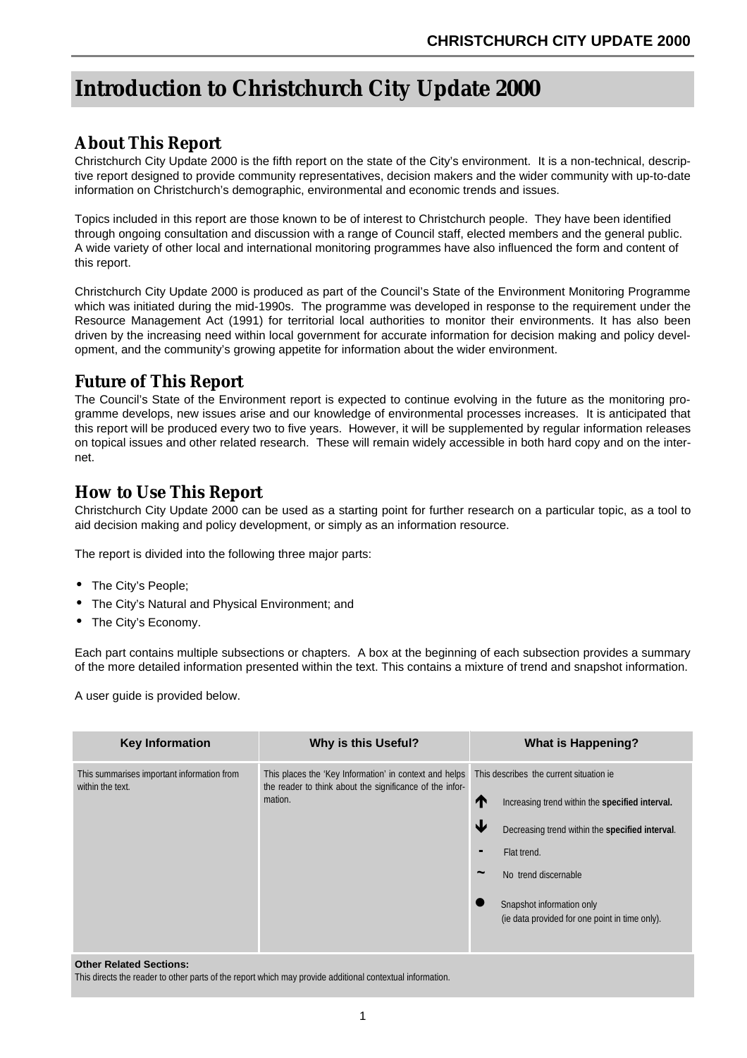# Introduction to Christchurch City Update 2000

## About This Report

Christchurch City Update 2000 is the fifth report on the state of the City's environment. It is a non-technical, descriptive report designed to provide community representatives, decision makers and the wider community with up-to-date information on Christchurch's demographic, environmental and economic trends and issues.

Topics included in this report are those known to be of interest to Christchurch people. They have been identified through ongoing consultation and discussion with a range of Council staff, elected members and the general public. A wide variety of other local and international monitoring programmes have also influenced the form and content of this report.

Christchurch City Update 2000 is produced as part of the Council's State of the Environment Monitoring Programme which was initiated during the mid-1990s. The programme was developed in response to the requirement under the Resource Management Act (1991) for territorial local authorities to monitor their environments. It has also been driven by the increasing need within local government for accurate information for decision making and policy development, and the community's growing appetite for information about the wider environment.

## Future of This Report

The Council's State of the Environment report is expected to continue evolving in the future as the monitoring programme develops, new issues arise and our knowledge of environmental processes increases. It is anticipated that this report will be produced every two to five years. However, it will be supplemented by regular information releases on topical issues and other related research. These will remain widely accessible in both hard copy and on the internet.

## How to Use This Report

Christchurch City Update 2000 can be used as a starting point for further research on a particular topic, as a tool to aid decision making and policy development, or simply as an information resource.

The report is divided into the following three major parts:

- The City's People;
- The City's Natural and Physical Environment; and
- The City's Economy.

Each part contains multiple subsections or chapters. A box at the beginning of each subsection provides a summary of the more detailed information presented within the text. This contains a mixture of trend and snapshot information.

A user guide is provided below.

| Key Information | Why is this Useful? | What is Happening? |
|---|---|---|
| This summarises important information from within the text. | This places the 'Key Information' in context and helps the reader to think about the significance of the information. | This describes the current situation ie<br>↑ Increasing trend within the **specified interval.**<br>↓ Decreasing trend within the **specified interval**.<br>- Flat trend.<br>~ No trend discernable<br>● Snapshot information only (ie data provided for one point in time only). |

**Other Related Sections:**
This directs the reader to other parts of the report which may provide additional contextual information.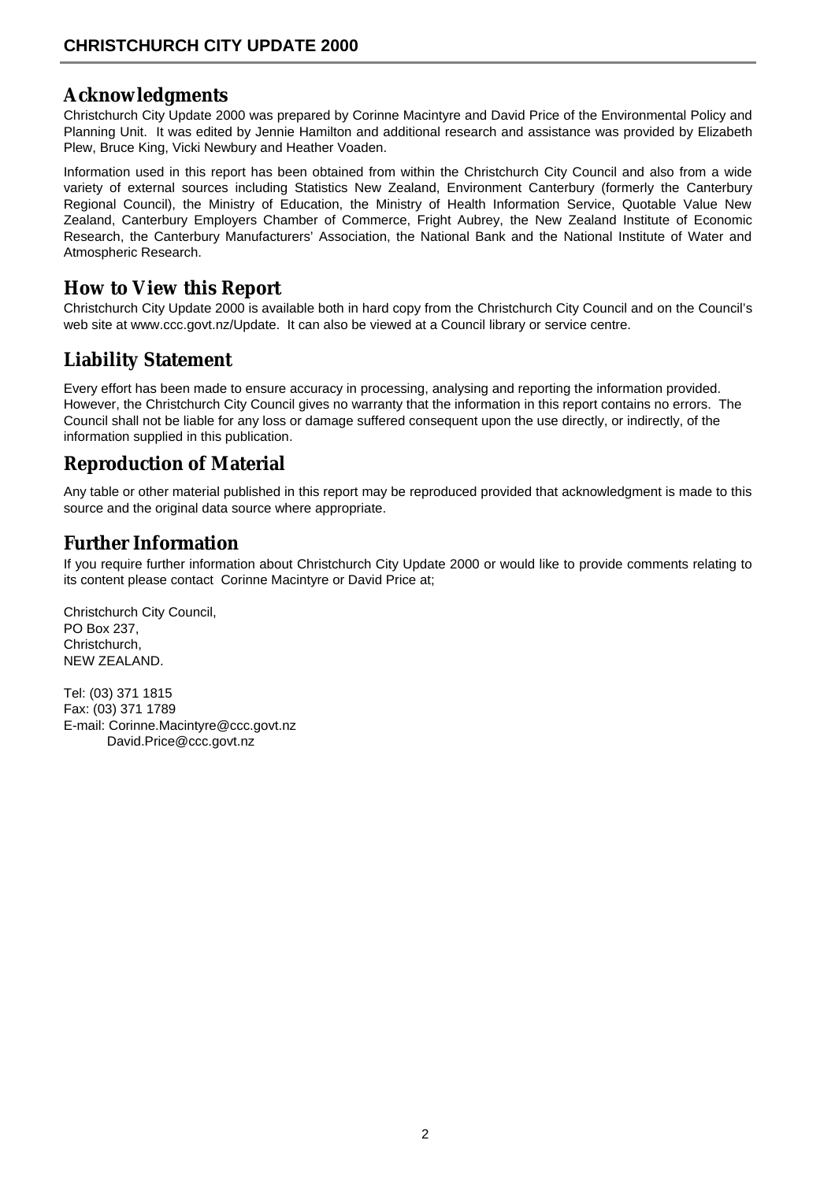## Acknowledgments

Christchurch City Update 2000 was prepared by Corinne Macintyre and David Price of the Environmental Policy and Planning Unit. It was edited by Jennie Hamilton and additional research and assistance was provided by Elizabeth Plew, Bruce King, Vicki Newbury and Heather Voaden.

Information used in this report has been obtained from within the Christchurch City Council and also from a wide variety of external sources including Statistics New Zealand, Environment Canterbury (formerly the Canterbury Regional Council), the Ministry of Education, the Ministry of Health Information Service, Quotable Value New Zealand, Canterbury Employers Chamber of Commerce, Fright Aubrey, the New Zealand Institute of Economic Research, the Canterbury Manufacturers' Association, the National Bank and the National Institute of Water and Atmospheric Research.

## How to View this Report

Christchurch City Update 2000 is available both in hard copy from the Christchurch City Council and on the Council's web site at www.ccc.govt.nz/Update. It can also be viewed at a Council library or service centre.

## Liability Statement

Every effort has been made to ensure accuracy in processing, analysing and reporting the information provided. However, the Christchurch City Council gives no warranty that the information in this report contains no errors. The Council shall not be liable for any loss or damage suffered consequent upon the use directly, or indirectly, of the information supplied in this publication.

## Reproduction of Material

Any table or other material published in this report may be reproduced provided that acknowledgment is made to this source and the original data source where appropriate.

## Further Information

If you require further information about Christchurch City Update 2000 or would like to provide comments relating to its content please contact Corinne Macintyre or David Price at;

Christchurch City Council,
PO Box 237,
Christchurch,
NEW ZEALAND.

Tel: (03) 371 1815
Fax: (03) 371 1789
E-mail: Corinne.Macintyre@ccc.govt.nz
David.Price@ccc.govt.nz